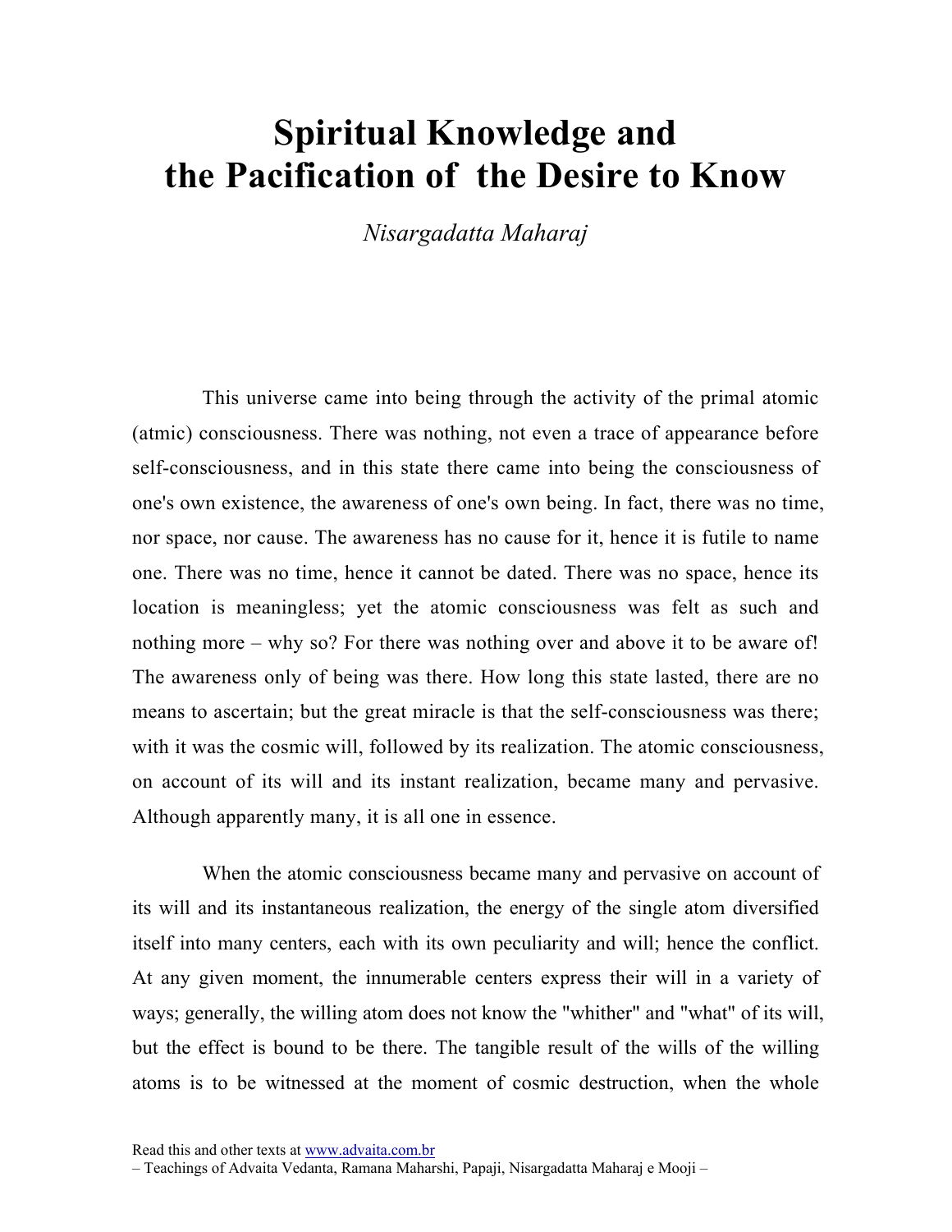# Spiritual Knowledge and the Pacification of the Desire to Know

*Nisargadatta Maharaj*

This universe came into being through the activity of the primal atomic (atmic) consciousness. There was nothing, not even a trace of appearance before self-consciousness, and in this state there came into being the consciousness of one's own existence, the awareness of one's own being. In fact, there was no time, nor space, nor cause. The awareness has no cause for it, hence it is futile to name one. There was no time, hence it cannot be dated. There was no space, hence its location is meaningless; yet the atomic consciousness was felt as such and nothing more – why so? For there was nothing over and above it to be aware of! The awareness only of being was there. How long this state lasted, there are no means to ascertain; but the great miracle is that the self-consciousness was there; with it was the cosmic will, followed by its realization. The atomic consciousness, on account of its will and its instant realization, became many and pervasive. Although apparently many, it is all one in essence.

When the atomic consciousness became many and pervasive on account of its will and its instantaneous realization, the energy of the single atom diversified itself into many centers, each with its own peculiarity and will; hence the conflict. At any given moment, the innumerable centers express their will in a variety of ways; generally, the willing atom does not know the "whither" and "what" of its will, but the effect is bound to be there. The tangible result of the wills of the willing atoms is to be witnessed at the moment of cosmic destruction, when the whole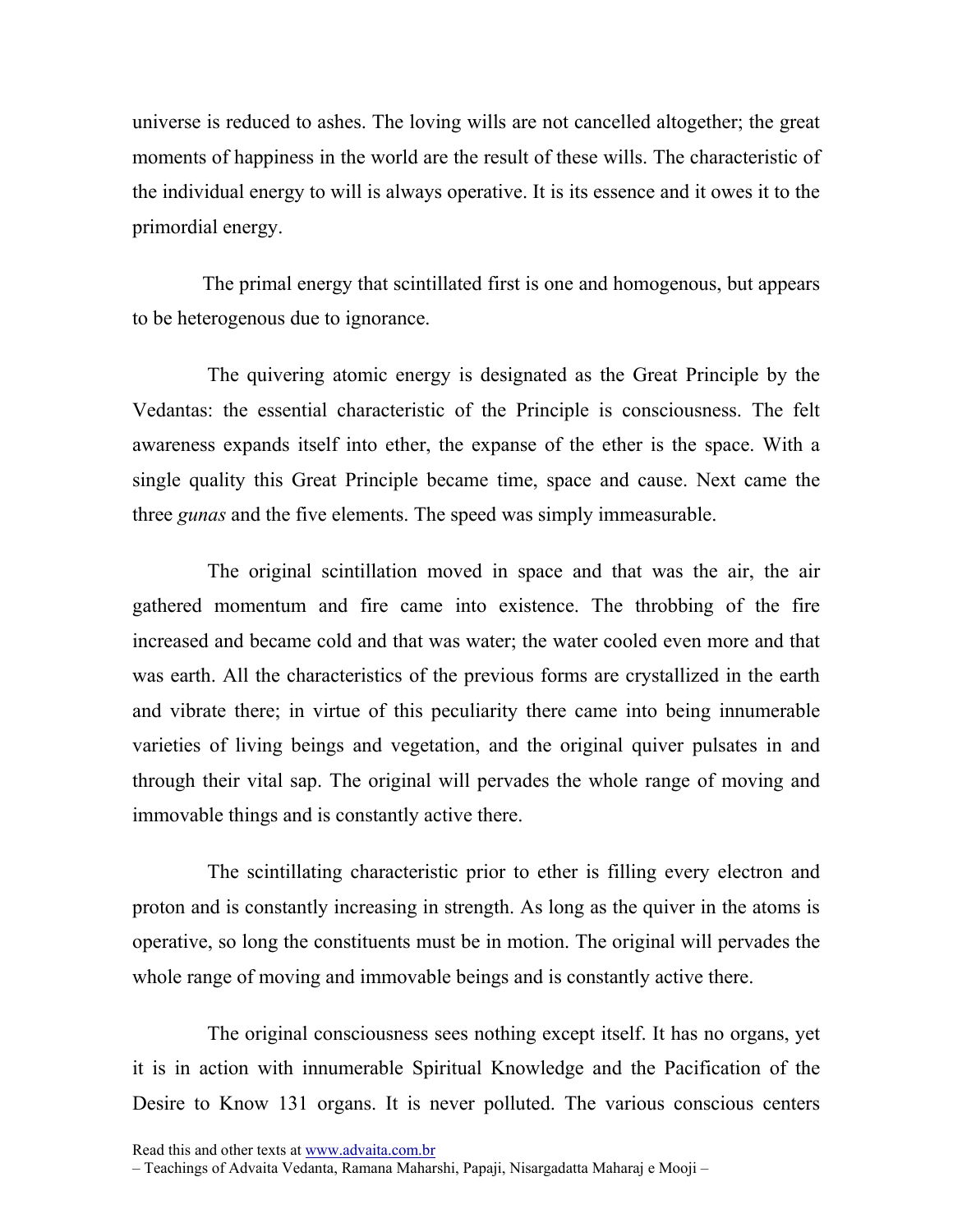universe is reduced to ashes. The loving wills are not cancelled altogether; the great moments of happiness in the world are the result of these wills. The characteristic of the individual energy to will is always operative. It is its essence and it owes it to the primordial energy.

The primal energy that scintillated first is one and homogenous, but appears to be heterogenous due to ignorance.

The quivering atomic energy is designated as the Great Principle by the Vedantas: the essential characteristic of the Principle is consciousness. The felt awareness expands itself into ether, the expanse of the ether is the space. With a single quality this Great Principle became time, space and cause. Next came the three *gunas* and the five elements. The speed was simply immeasurable.

The original scintillation moved in space and that was the air, the air gathered momentum and fire came into existence. The throbbing of the fire increased and became cold and that was water; the water cooled even more and that was earth. All the characteristics of the previous forms are crystallized in the earth and vibrate there; in virtue of this peculiarity there came into being innumerable varieties of living beings and vegetation, and the original quiver pulsates in and through their vital sap. The original will pervades the whole range of moving and immovable things and is constantly active there.

The scintillating characteristic prior to ether is filling every electron and proton and is constantly increasing in strength. As long as the quiver in the atoms is operative, so long the constituents must be in motion. The original will pervades the whole range of moving and immovable beings and is constantly active there.

The original consciousness sees nothing except itself. It has no organs, yet it is in action with innumerable Spiritual Knowledge and the Pacification of the Desire to Know 131 organs. It is never polluted. The various conscious centers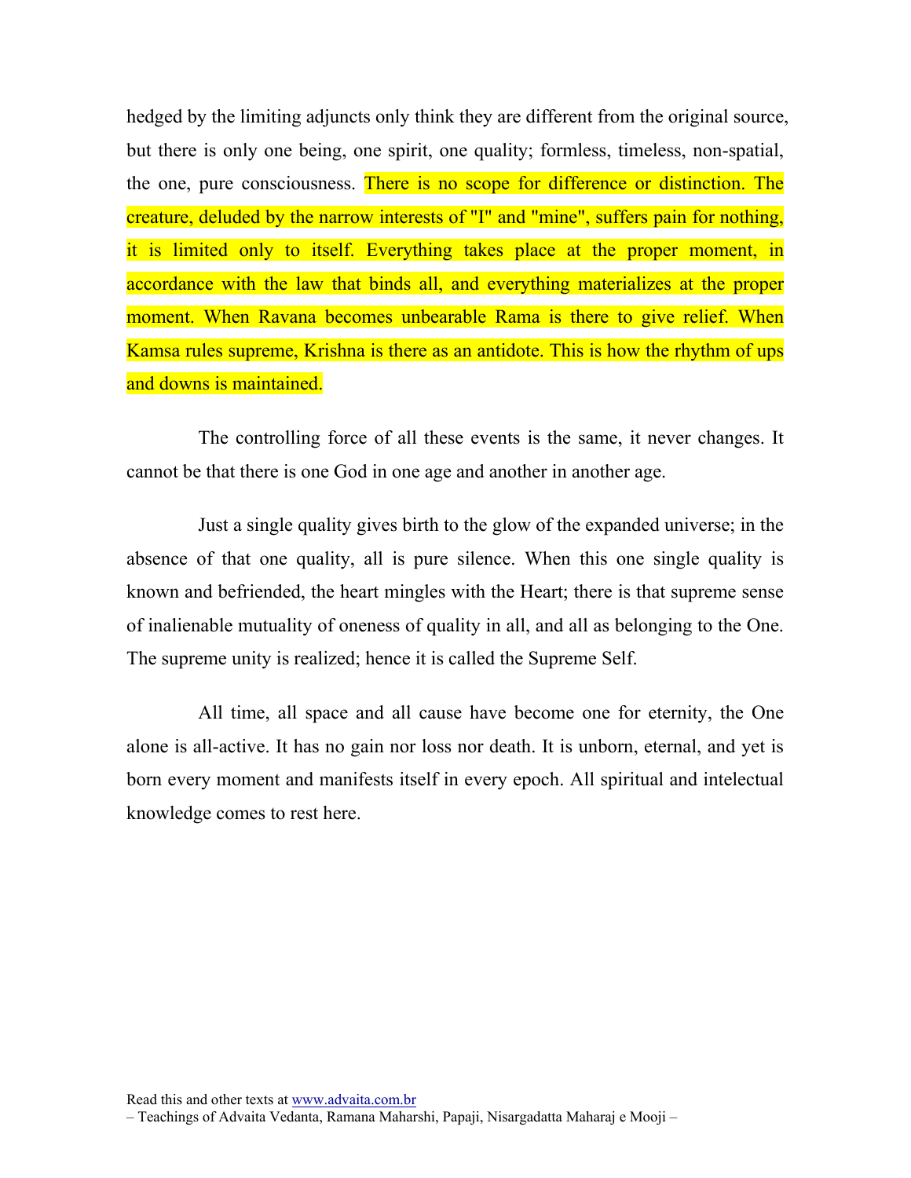hedged by the limiting adjuncts only think they are different from the original source, but there is only one being, one spirit, one quality; formless, timeless, non-spatial, the one, pure consciousness. There is no scope for difference or distinction. The creature, deluded by the narrow interests of "I" and "mine", suffers pain for nothing, it is limited only to itself. Everything takes place at the proper moment, in accordance with the law that binds all, and everything materializes at the proper moment. When Ravana becomes unbearable Rama is there to give relief. When Kamsa rules supreme, Krishna is there as an antidote. This is how the rhythm of ups and downs is maintained.

The controlling force of all these events is the same, it never changes. It cannot be that there is one God in one age and another in another age.

Just a single quality gives birth to the glow of the expanded universe; in the absence of that one quality, all is pure silence. When this one single quality is known and befriended, the heart mingles with the Heart; there is that supreme sense of inalienable mutuality of oneness of quality in all, and all as belonging to the One. The supreme unity is realized; hence it is called the Supreme Self.

All time, all space and all cause have become one for eternity, the One alone is all-active. It has no gain nor loss nor death. It is unborn, eternal, and yet is born every moment and manifests itself in every epoch. All spiritual and intelectual knowledge comes to rest here.